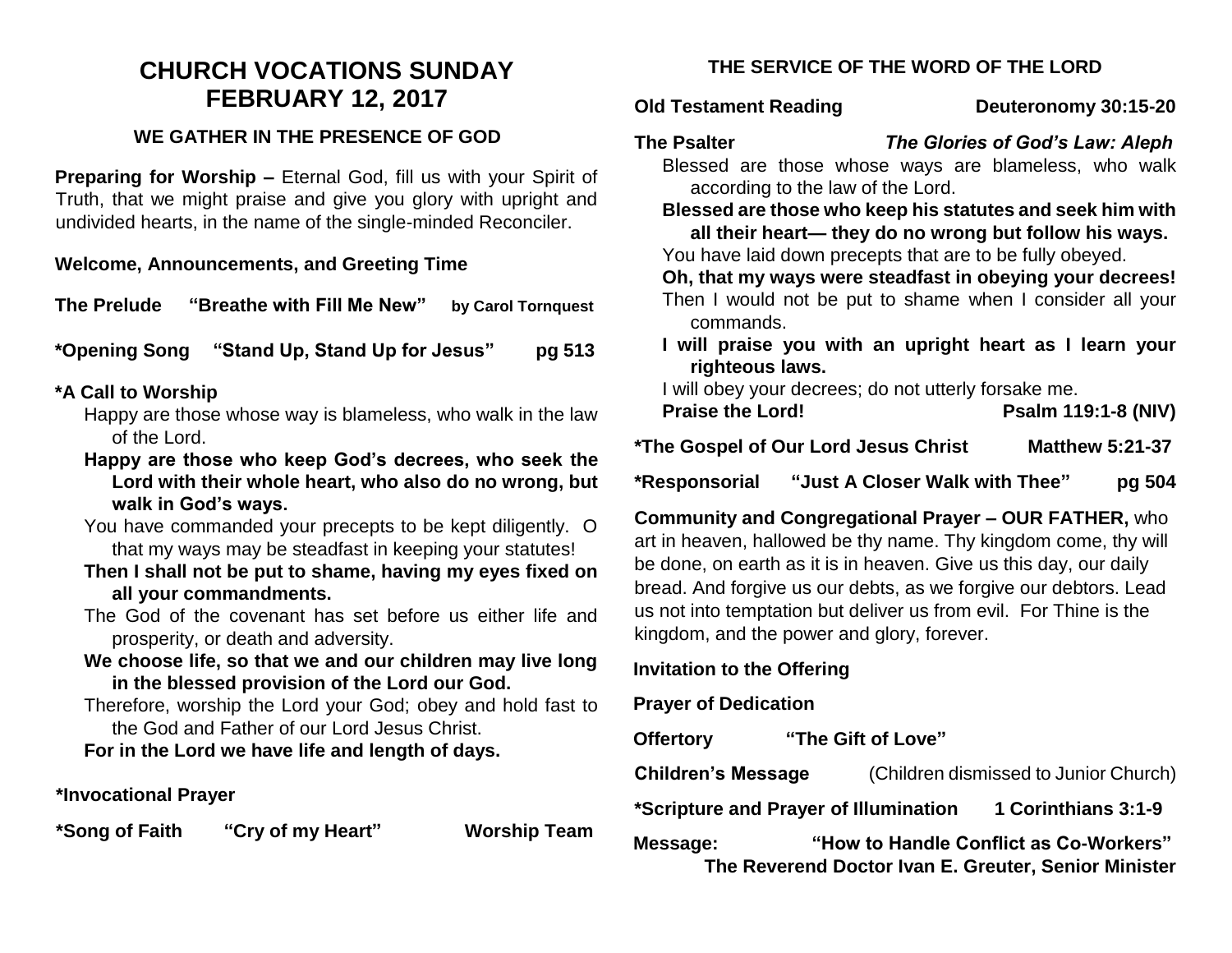# CHURCH VOCATIONS SUNDAY
# FEBRUARY 12, 2017

## WE GATHER IN THE PRESENCE OF GOD

**Preparing for Worship –** Eternal God, fill us with your Spirit of Truth, that we might praise and give you glory with upright and undivided hearts, in the name of the single-minded Reconciler.

**Welcome, Announcements, and Greeting Time**

**The Prelude "Breathe with Fill Me New"** **by Carol Tornquest**

**\*Opening Song "Stand Up, Stand Up for Jesus" pg 513**

**\*A Call to Worship**

Happy are those whose way is blameless, who walk in the law of the Lord.

**Happy are those who keep God's decrees, who seek the Lord with their whole heart, who also do no wrong, but walk in God's ways.**

You have commanded your precepts to be kept diligently. O that my ways may be steadfast in keeping your statutes!

**Then I shall not be put to shame, having my eyes fixed on all your commandments.**

The God of the covenant has set before us either life and prosperity, or death and adversity.

**We choose life, so that we and our children may live long in the blessed provision of the Lord our God.**

Therefore, worship the Lord your God; obey and hold fast to the God and Father of our Lord Jesus Christ.

**For in the Lord we have life and length of days.**

**\*Invocational Prayer**

**\*Song of Faith "Cry of my Heart" Worship Team**

## THE SERVICE OF THE WORD OF THE LORD

**Old Testament Reading Deuteronomy 30:15-20**

**The Psalter** ***The Glories of God's Law: Aleph***

Blessed are those whose ways are blameless, who walk according to the law of the Lord.

**Blessed are those who keep his statutes and seek him with all their heart— they do no wrong but follow his ways.**

You have laid down precepts that are to be fully obeyed.

**Oh, that my ways were steadfast in obeying your decrees!**

Then I would not be put to shame when I consider all your commands.

**I will praise you with an upright heart as I learn your righteous laws.**

I will obey your decrees; do not utterly forsake me.

**Praise the Lord! Psalm 119:1-8 (NIV)**

**\*The Gospel of Our Lord Jesus Christ Matthew 5:21-37**

**\*Responsorial "Just A Closer Walk with Thee" pg 504**

**Community and Congregational Prayer – OUR FATHER,** who art in heaven, hallowed be thy name. Thy kingdom come, thy will be done, on earth as it is in heaven. Give us this day, our daily bread. And forgive us our debts, as we forgive our debtors. Lead us not into temptation but deliver us from evil. For Thine is the kingdom, and the power and glory, forever.

**Invitation to the Offering**

**Prayer of Dedication**

**Offertory "The Gift of Love"**

**Children's Message** (Children dismissed to Junior Church)

**\*Scripture and Prayer of Illumination 1 Corinthians 3:1-9**

**Message: "How to Handle Conflict as Co-Workers"**
**The Reverend Doctor Ivan E. Greuter, Senior Minister**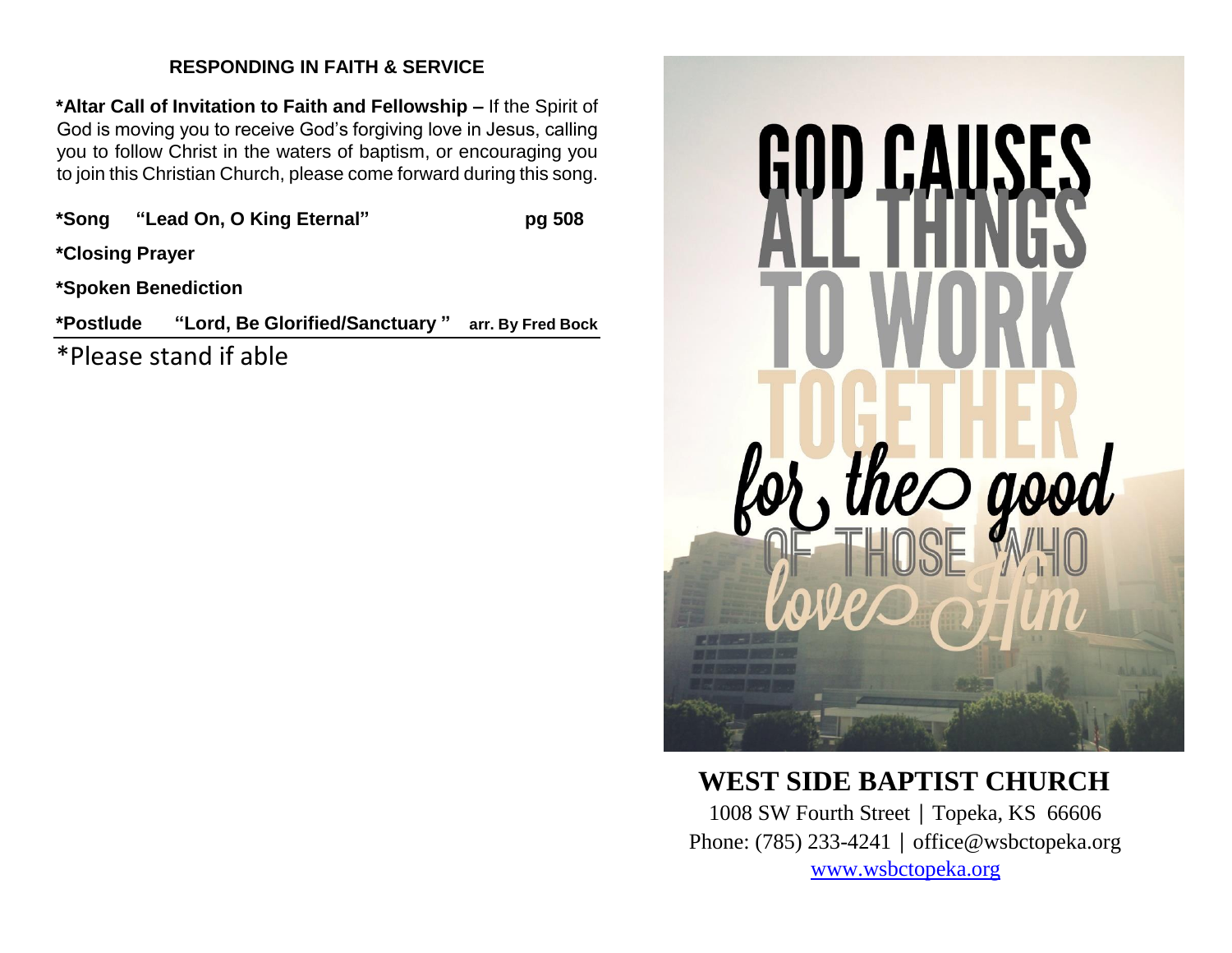## RESPONDING IN FAITH & SERVICE

***Altar Call of Invitation to Faith and Fellowship –** If the Spirit of God is moving you to receive God's forgiving love in Jesus, calling you to follow Christ in the waters of baptism, or encouraging you to join this Christian Church, please come forward during this song.

**\*Song "Lead On, O King Eternal" pg 508**

**\*Closing Prayer**

**\*Spoken Benediction**

**\*Postlude "Lord, Be Glorified/Sanctuary " arr. By Fred Bock**

\*Please stand if able

GOD CAUSES ALL THINGS TO WORK TOGETHER for the good OF THOSE WHO love Him

**WEST SIDE BAPTIST CHURCH**

1008 SW Fourth Street | Topeka, KS 66606

Phone: (785) 233-4241 | office@wsbctopeka.org

www.wsbctopeka.org